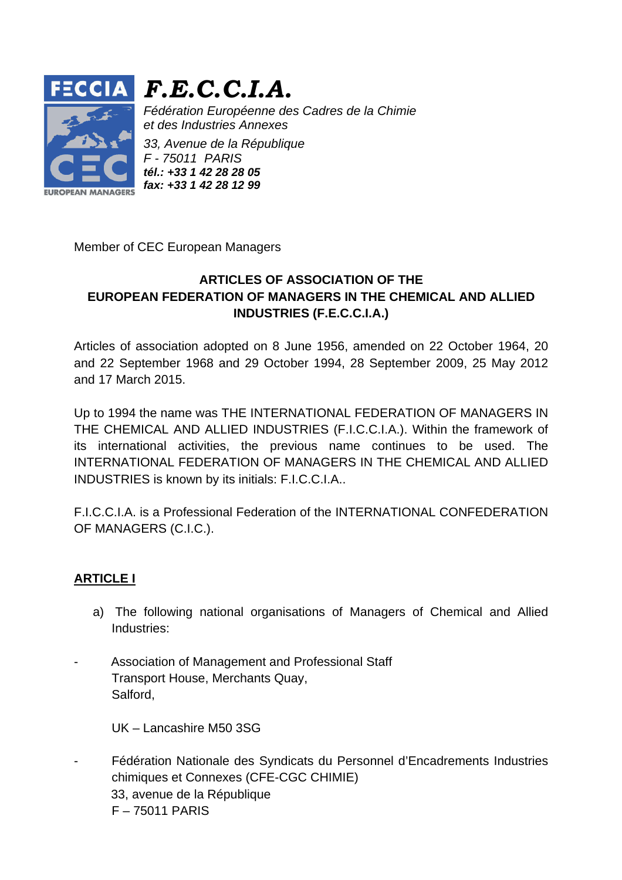# *F.E.C.C.I.A.*

*Fédération Européenne des Cadres de la Chimie et des Industries Annexes*

*33, Avenue de la République*
*F - 75011 PARIS*
***tél.: +33 1 42 28 28 05***
***fax: +33 1 42 28 12 99***

Member of CEC European Managers

## ARTICLES OF ASSOCIATION OF THE EUROPEAN FEDERATION OF MANAGERS IN THE CHEMICAL AND ALLIED INDUSTRIES (F.E.C.C.I.A.)

Articles of association adopted on 8 June 1956, amended on 22 October 1964, 20 and 22 September 1968 and 29 October 1994, 28 September 2009, 25 May 2012 and 17 March 2015.

Up to 1994 the name was THE INTERNATIONAL FEDERATION OF MANAGERS IN THE CHEMICAL AND ALLIED INDUSTRIES (F.I.C.C.I.A.). Within the framework of its international activities, the previous name continues to be used. The INTERNATIONAL FEDERATION OF MANAGERS IN THE CHEMICAL AND ALLIED INDUSTRIES is known by its initials: F.I.C.C.I.A..

F.I.C.C.I.A. is a Professional Federation of the INTERNATIONAL CONFEDERATION OF MANAGERS (C.I.C.).

### ARTICLE I

a) The following national organisations of Managers of Chemical and Allied Industries:

- Association of Management and Professional Staff
  Transport House, Merchants Quay,
  Salford,

  UK – Lancashire M50 3SG

- Fédération Nationale des Syndicats du Personnel d'Encadrements Industries chimiques et Connexes (CFE-CGC CHIMIE)
  33, avenue de la République
  F – 75011 PARIS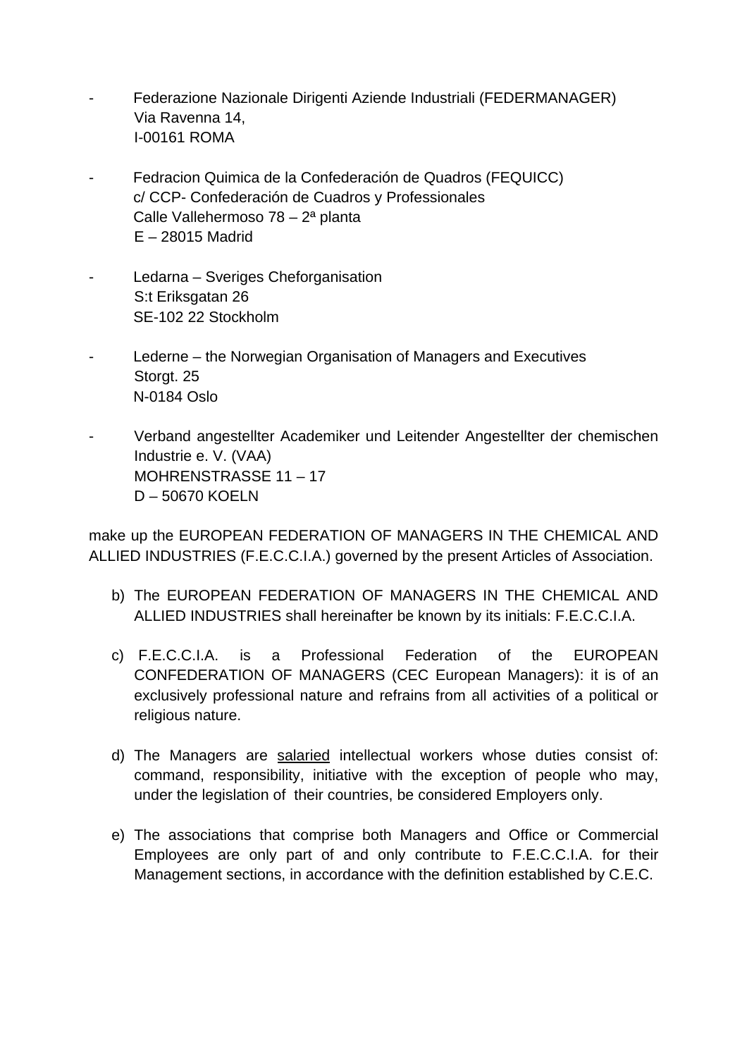- Federazione Nazionale Dirigenti Aziende Industriali (FEDERMANAGER)
  Via Ravenna 14,
  I-00161 ROMA

- Fedracion Quimica de la Confederación de Quadros (FEQUICC)
  c/ CCP- Confederación de Cuadros y Professionales
  Calle Vallehermoso 78 – 2ª planta
  E – 28015 Madrid

- Ledarna – Sveriges Cheforganisation
  S:t Eriksgatan 26
  SE-102 22 Stockholm

- Lederne – the Norwegian Organisation of Managers and Executives
  Storgt. 25
  N-0184 Oslo

- Verband angestellter Academiker und Leitender Angestellter der chemischen Industrie e. V. (VAA)
  MOHRENSTRASSE 11 – 17
  D – 50670 KOELN

make up the EUROPEAN FEDERATION OF MANAGERS IN THE CHEMICAL AND ALLIED INDUSTRIES (F.E.C.C.I.A.) governed by the present Articles of Association.

b) The EUROPEAN FEDERATION OF MANAGERS IN THE CHEMICAL AND ALLIED INDUSTRIES shall hereinafter be known by its initials: F.E.C.C.I.A.

c) F.E.C.C.I.A. is a Professional Federation of the EUROPEAN CONFEDERATION OF MANAGERS (CEC European Managers): it is of an exclusively professional nature and refrains from all activities of a political or religious nature.

d) The Managers are salaried intellectual workers whose duties consist of: command, responsibility, initiative with the exception of people who may, under the legislation of their countries, be considered Employers only.

e) The associations that comprise both Managers and Office or Commercial Employees are only part of and only contribute to F.E.C.C.I.A. for their Management sections, in accordance with the definition established by C.E.C.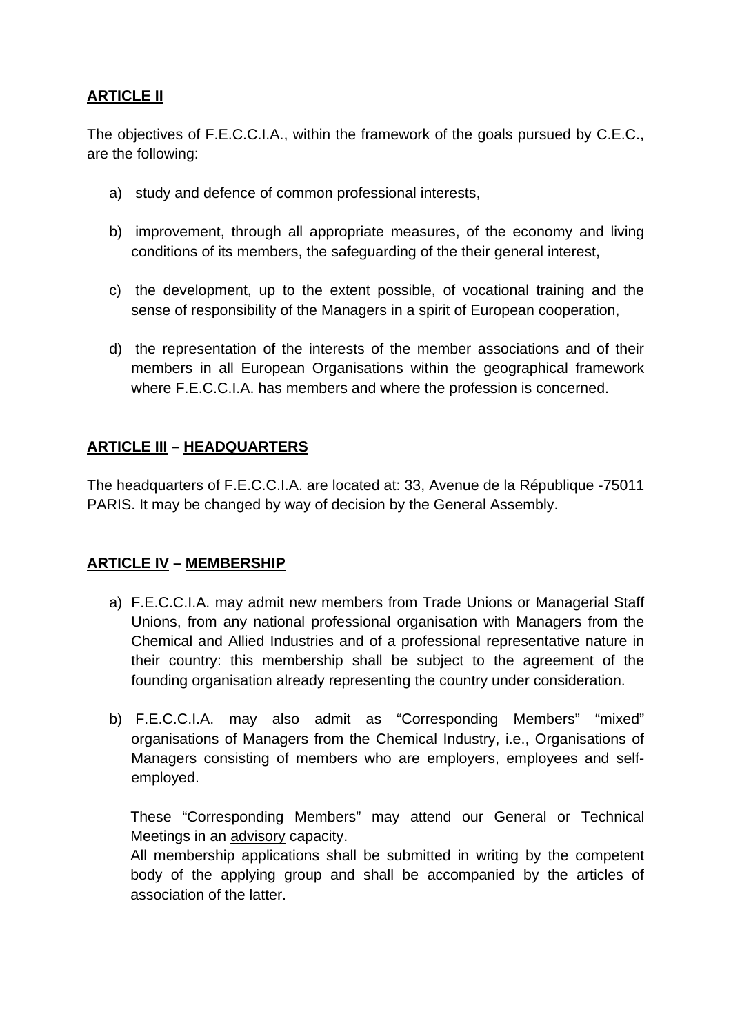**<u>ARTICLE II</u>**

The objectives of F.E.C.C.I.A., within the framework of the goals pursued by C.E.C., are the following:

a) study and defence of common professional interests,

b) improvement, through all appropriate measures, of the economy and living conditions of its members, the safeguarding of the their general interest,

c) the development, up to the extent possible, of vocational training and the sense of responsibility of the Managers in a spirit of European cooperation,

d) the representation of the interests of the member associations and of their members in all European Organisations within the geographical framework where F.E.C.C.I.A. has members and where the profession is concerned.

**<u>ARTICLE III</u> – <u>HEADQUARTERS</u>**

The headquarters of F.E.C.C.I.A. are located at: 33, Avenue de la République -75011 PARIS. It may be changed by way of decision by the General Assembly.

**<u>ARTICLE IV</u> – <u>MEMBERSHIP</u>**

a) F.E.C.C.I.A. may admit new members from Trade Unions or Managerial Staff Unions, from any national professional organisation with Managers from the Chemical and Allied Industries and of a professional representative nature in their country: this membership shall be subject to the agreement of the founding organisation already representing the country under consideration.

b) F.E.C.C.I.A. may also admit as “Corresponding Members” “mixed” organisations of Managers from the Chemical Industry, i.e., Organisations of Managers consisting of members who are employers, employees and self-employed.

These “Corresponding Members” may attend our General or Technical Meetings in an <u>advisory</u> capacity.
All membership applications shall be submitted in writing by the competent body of the applying group and shall be accompanied by the articles of association of the latter.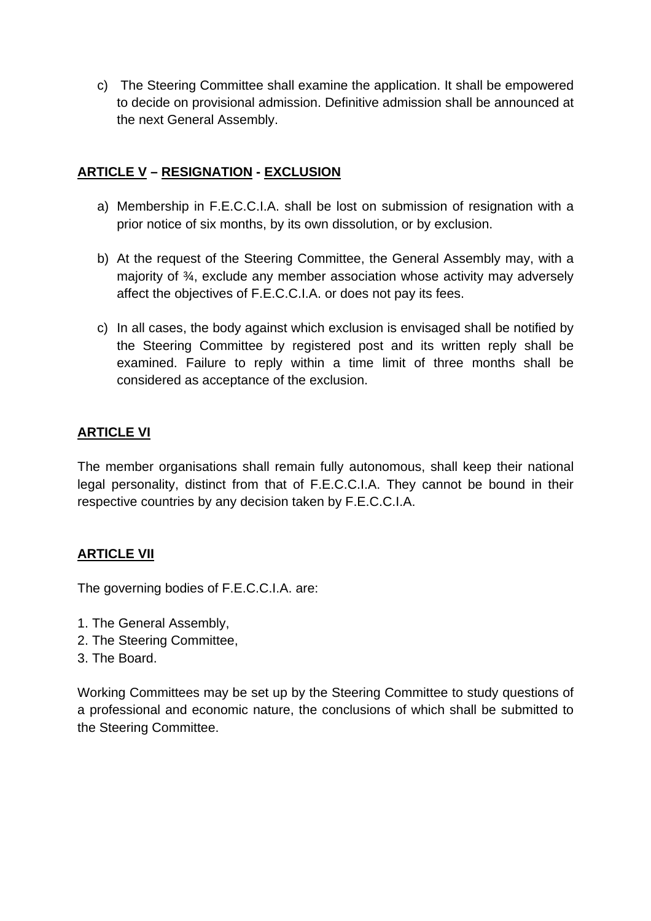c) The Steering Committee shall examine the application. It shall be empowered to decide on provisional admission. Definitive admission shall be announced at the next General Assembly.

## ARTICLE V – RESIGNATION - EXCLUSION

a) Membership in F.E.C.C.I.A. shall be lost on submission of resignation with a prior notice of six months, by its own dissolution, or by exclusion.

b) At the request of the Steering Committee, the General Assembly may, with a majority of ¾, exclude any member association whose activity may adversely affect the objectives of F.E.C.C.I.A. or does not pay its fees.

c) In all cases, the body against which exclusion is envisaged shall be notified by the Steering Committee by registered post and its written reply shall be examined. Failure to reply within a time limit of three months shall be considered as acceptance of the exclusion.

## ARTICLE VI

The member organisations shall remain fully autonomous, shall keep their national legal personality, distinct from that of F.E.C.C.I.A. They cannot be bound in their respective countries by any decision taken by F.E.C.C.I.A.

## ARTICLE VII

The governing bodies of F.E.C.C.I.A. are:

1. The General Assembly,
2. The Steering Committee,
3. The Board.

Working Committees may be set up by the Steering Committee to study questions of a professional and economic nature, the conclusions of which shall be submitted to the Steering Committee.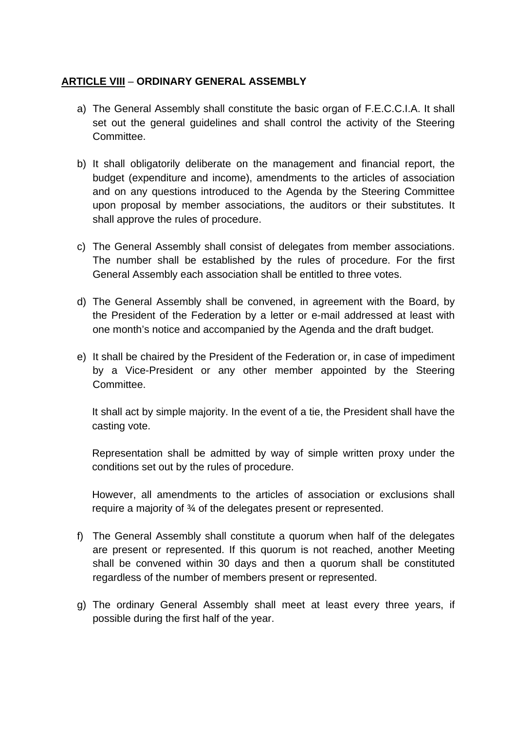**<u>ARTICLE VIII</u>** – **ORDINARY GENERAL ASSEMBLY**

a) The General Assembly shall constitute the basic organ of F.E.C.C.I.A. It shall set out the general guidelines and shall control the activity of the Steering Committee.

b) It shall obligatorily deliberate on the management and financial report, the budget (expenditure and income), amendments to the articles of association and on any questions introduced to the Agenda by the Steering Committee upon proposal by member associations, the auditors or their substitutes. It shall approve the rules of procedure.

c) The General Assembly shall consist of delegates from member associations. The number shall be established by the rules of procedure. For the first General Assembly each association shall be entitled to three votes.

d) The General Assembly shall be convened, in agreement with the Board, by the President of the Federation by a letter or e-mail addressed at least with one month's notice and accompanied by the Agenda and the draft budget.

e) It shall be chaired by the President of the Federation or, in case of impediment by a Vice-President or any other member appointed by the Steering Committee.

   It shall act by simple majority. In the event of a tie, the President shall have the casting vote.

   Representation shall be admitted by way of simple written proxy under the conditions set out by the rules of procedure.

   However, all amendments to the articles of association or exclusions shall require a majority of ¾ of the delegates present or represented.

f) The General Assembly shall constitute a quorum when half of the delegates are present or represented. If this quorum is not reached, another Meeting shall be convened within 30 days and then a quorum shall be constituted regardless of the number of members present or represented.

g) The ordinary General Assembly shall meet at least every three years, if possible during the first half of the year.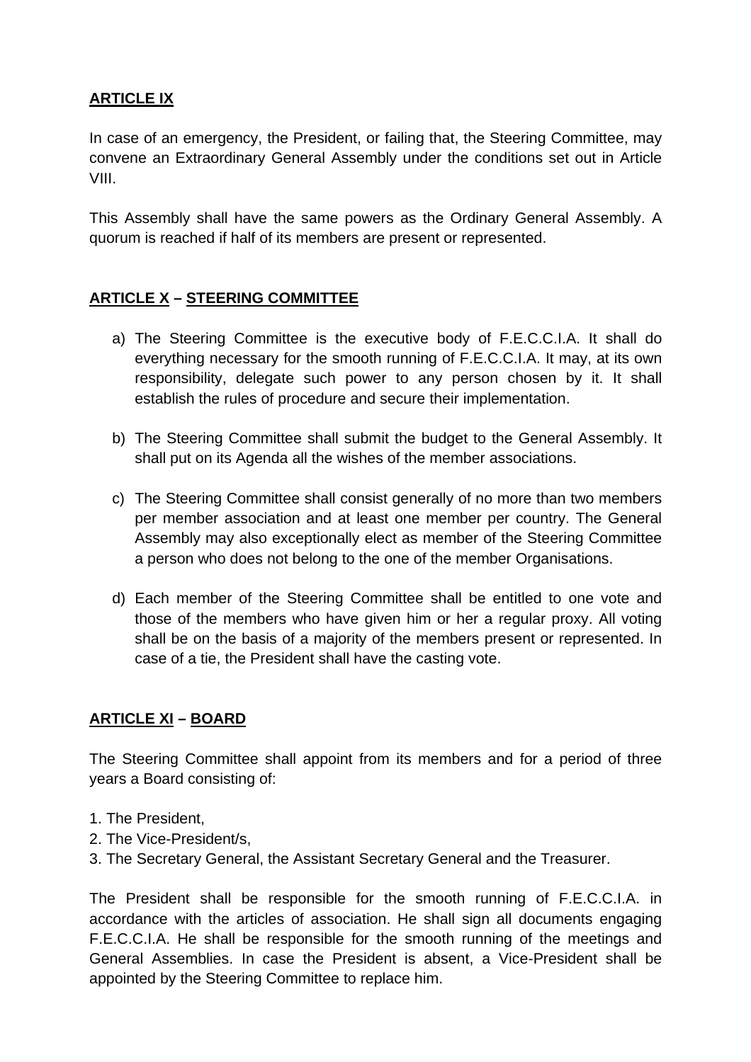## ARTICLE IX

In case of an emergency, the President, or failing that, the Steering Committee, may convene an Extraordinary General Assembly under the conditions set out in Article VIII.

This Assembly shall have the same powers as the Ordinary General Assembly. A quorum is reached if half of its members are present or represented.

## ARTICLE X – STEERING COMMITTEE

a) The Steering Committee is the executive body of F.E.C.C.I.A. It shall do everything necessary for the smooth running of F.E.C.C.I.A. It may, at its own responsibility, delegate such power to any person chosen by it. It shall establish the rules of procedure and secure their implementation.

b) The Steering Committee shall submit the budget to the General Assembly. It shall put on its Agenda all the wishes of the member associations.

c) The Steering Committee shall consist generally of no more than two members per member association and at least one member per country. The General Assembly may also exceptionally elect as member of the Steering Committee a person who does not belong to the one of the member Organisations.

d) Each member of the Steering Committee shall be entitled to one vote and those of the members who have given him or her a regular proxy. All voting shall be on the basis of a majority of the members present or represented. In case of a tie, the President shall have the casting vote.

## ARTICLE XI – BOARD

The Steering Committee shall appoint from its members and for a period of three years a Board consisting of:

1. The President,
2. The Vice-President/s,
3. The Secretary General, the Assistant Secretary General and the Treasurer.

The President shall be responsible for the smooth running of F.E.C.C.I.A. in accordance with the articles of association. He shall sign all documents engaging F.E.C.C.I.A. He shall be responsible for the smooth running of the meetings and General Assemblies. In case the President is absent, a Vice-President shall be appointed by the Steering Committee to replace him.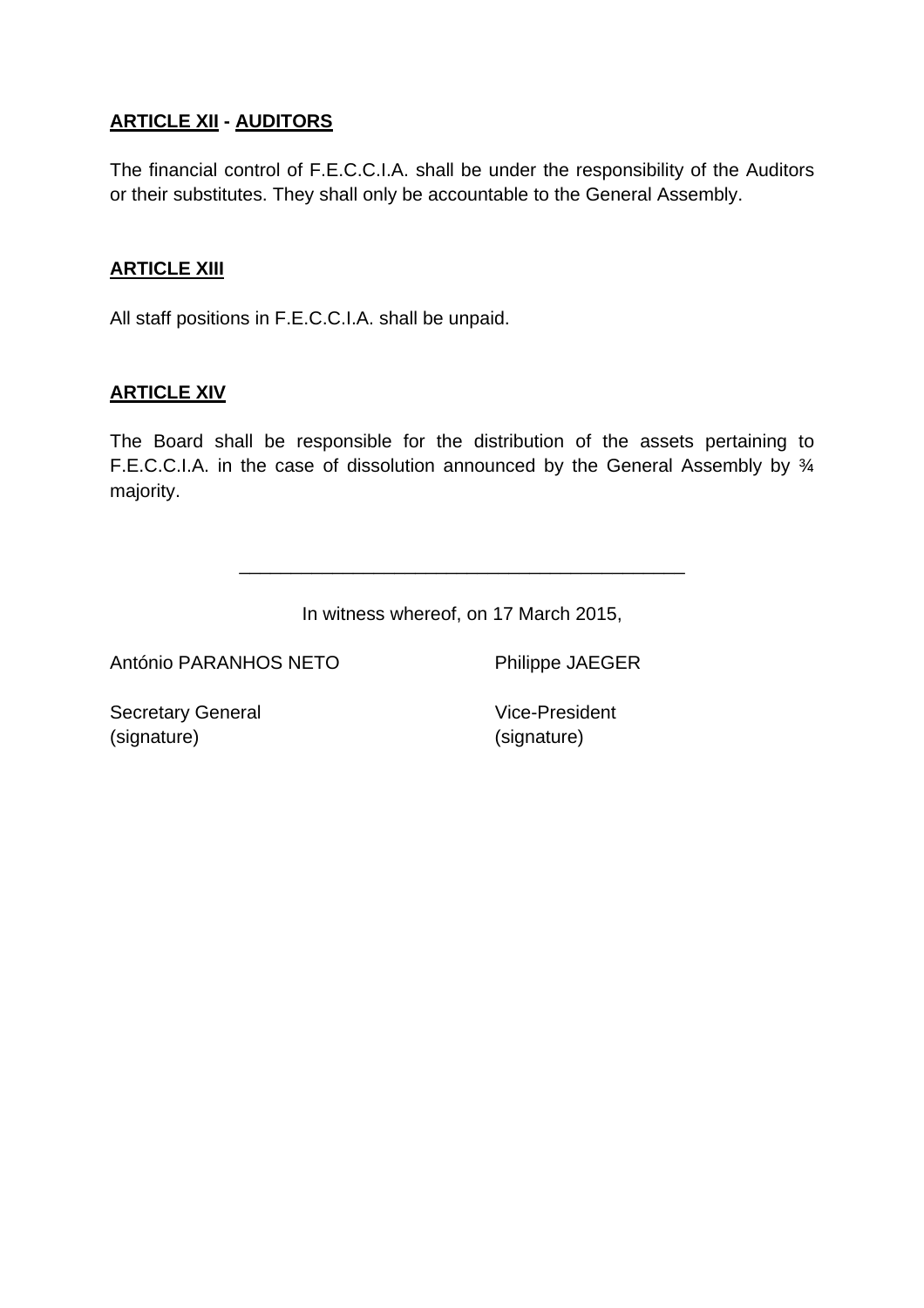**ARTICLE XII - AUDITORS**

The financial control of F.E.C.C.I.A. shall be under the responsibility of the Auditors or their substitutes. They shall only be accountable to the General Assembly.

**ARTICLE XIII**

All staff positions in F.E.C.C.I.A. shall be unpaid.

**ARTICLE XIV**

The Board shall be responsible for the distribution of the assets pertaining to F.E.C.C.I.A. in the case of dissolution announced by the General Assembly by ¾ majority.

---

In witness whereof, on 17 March 2015,

| | |
|---|---|
| António PARANHOS NETO | Philippe JAEGER |
| Secretary General<br>(signature) | Vice-President<br>(signature) |